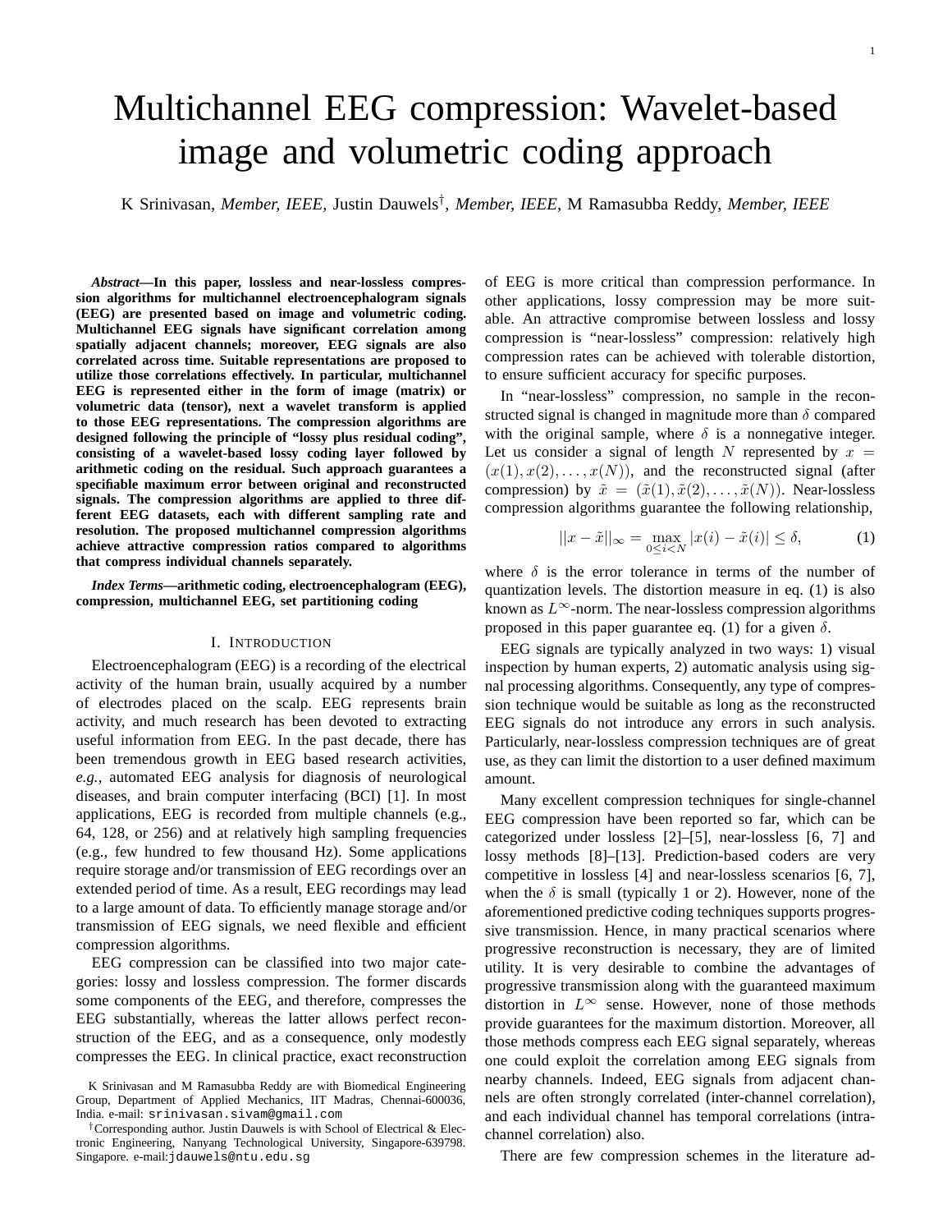# Multichannel EEG compression: Wavelet-based image and volumetric coding approach

K Srinivasan, *Member, IEEE,* Justin Dauwels[†], *Member, IEEE,* M Ramasubba Reddy, *Member, IEEE*

***Abstract*—In this paper, lossless and near-lossless compression algorithms for multichannel electroencephalogram signals (EEG) are presented based on image and volumetric coding. Multichannel EEG signals have significant correlation among spatially adjacent channels; moreover, EEG signals are also correlated across time. Suitable representations are proposed to utilize those correlations effectively. In particular, multichannel EEG is represented either in the form of image (matrix) or volumetric data (tensor), next a wavelet transform is applied to those EEG representations. The compression algorithms are designed following the principle of "lossy plus residual coding", consisting of a wavelet-based lossy coding layer followed by arithmetic coding on the residual. Such approach guarantees a specifiable maximum error between original and reconstructed signals. The compression algorithms are applied to three different EEG datasets, each with different sampling rate and resolution. The proposed multichannel compression algorithms achieve attractive compression ratios compared to algorithms that compress individual channels separately.**

***Index Terms*—arithmetic coding, electroencephalogram (EEG), compression, multichannel EEG, set partitioning coding**

## I. Introduction

Electroencephalogram (EEG) is a recording of the electrical activity of the human brain, usually acquired by a number of electrodes placed on the scalp. EEG represents brain activity, and much research has been devoted to extracting useful information from EEG. In the past decade, there has been tremendous growth in EEG based research activities, *e.g.,* automated EEG analysis for diagnosis of neurological diseases, and brain computer interfacing (BCI) [1]. In most applications, EEG is recorded from multiple channels (e.g., 64, 128, or 256) and at relatively high sampling frequencies (e.g., few hundred to few thousand Hz). Some applications require storage and/or transmission of EEG recordings over an extended period of time. As a result, EEG recordings may lead to a large amount of data. To efficiently manage storage and/or transmission of EEG signals, we need flexible and efficient compression algorithms.

EEG compression can be classified into two major categories: lossy and lossless compression. The former discards some components of the EEG, and therefore, compresses the EEG substantially, whereas the latter allows perfect reconstruction of the EEG, and as a consequence, only modestly compresses the EEG. In clinical practice, exact reconstruction of EEG is more critical than compression performance. In other applications, lossy compression may be more suitable. An attractive compromise between lossless and lossy compression is "near-lossless" compression: relatively high compression rates can be achieved with tolerable distortion, to ensure sufficient accuracy for specific purposes.

In "near-lossless" compression, no sample in the reconstructed signal is changed in magnitude more than $\delta$ compared with the original sample, where $\delta$ is a nonnegative integer. Let us consider a signal of length $N$ represented by $x = (x(1), x(2), \ldots, x(N))$, and the reconstructed signal (after compression) by $\tilde{x} = (\tilde{x}(1), \tilde{x}(2), \ldots, \tilde{x}(N))$. Near-lossless compression algorithms guarantee the following relationship,

$$||x - \tilde{x}||_\infty = \max_{0 \leq i < N} |x(i) - \tilde{x}(i)| \leq \delta, \tag{1}$$

where $\delta$ is the error tolerance in terms of the number of quantization levels. The distortion measure in eq. (1) is also known as $L^\infty$-norm. The near-lossless compression algorithms proposed in this paper guarantee eq. (1) for a given $\delta$.

EEG signals are typically analyzed in two ways: 1) visual inspection by human experts, 2) automatic analysis using signal processing algorithms. Consequently, any type of compression technique would be suitable as long as the reconstructed EEG signals do not introduce any errors in such analysis. Particularly, near-lossless compression techniques are of great use, as they can limit the distortion to a user defined maximum amount.

Many excellent compression techniques for single-channel EEG compression have been reported so far, which can be categorized under lossless [2]–[5], near-lossless [6, 7] and lossy methods [8]–[13]. Prediction-based coders are very competitive in lossless [4] and near-lossless scenarios [6, 7], when the $\delta$ is small (typically 1 or 2). However, none of the aforementioned predictive coding techniques supports progressive transmission. Hence, in many practical scenarios where progressive reconstruction is necessary, they are of limited utility. It is very desirable to combine the advantages of progressive transmission along with the guaranteed maximum distortion in $L^\infty$ sense. However, none of those methods provide guarantees for the maximum distortion. Moreover, all those methods compress each EEG signal separately, whereas one could exploit the correlation among EEG signals from nearby channels. Indeed, EEG signals from adjacent channels are often strongly correlated (inter-channel correlation), and each individual channel has temporal correlations (intra-channel correlation) also.

There are few compression schemes in the literature ad-

K Srinivasan and M Ramasubba Reddy are with Biomedical Engineering Group, Department of Applied Mechanics, IIT Madras, Chennai-600036, India. e-mail: srinivasan.sivam@gmail.com

[†]Corresponding author. Justin Dauwels is with School of Electrical & Electronic Engineering, Nanyang Technological University, Singapore-639798. Singapore. e-mail:jdauwels@ntu.edu.sg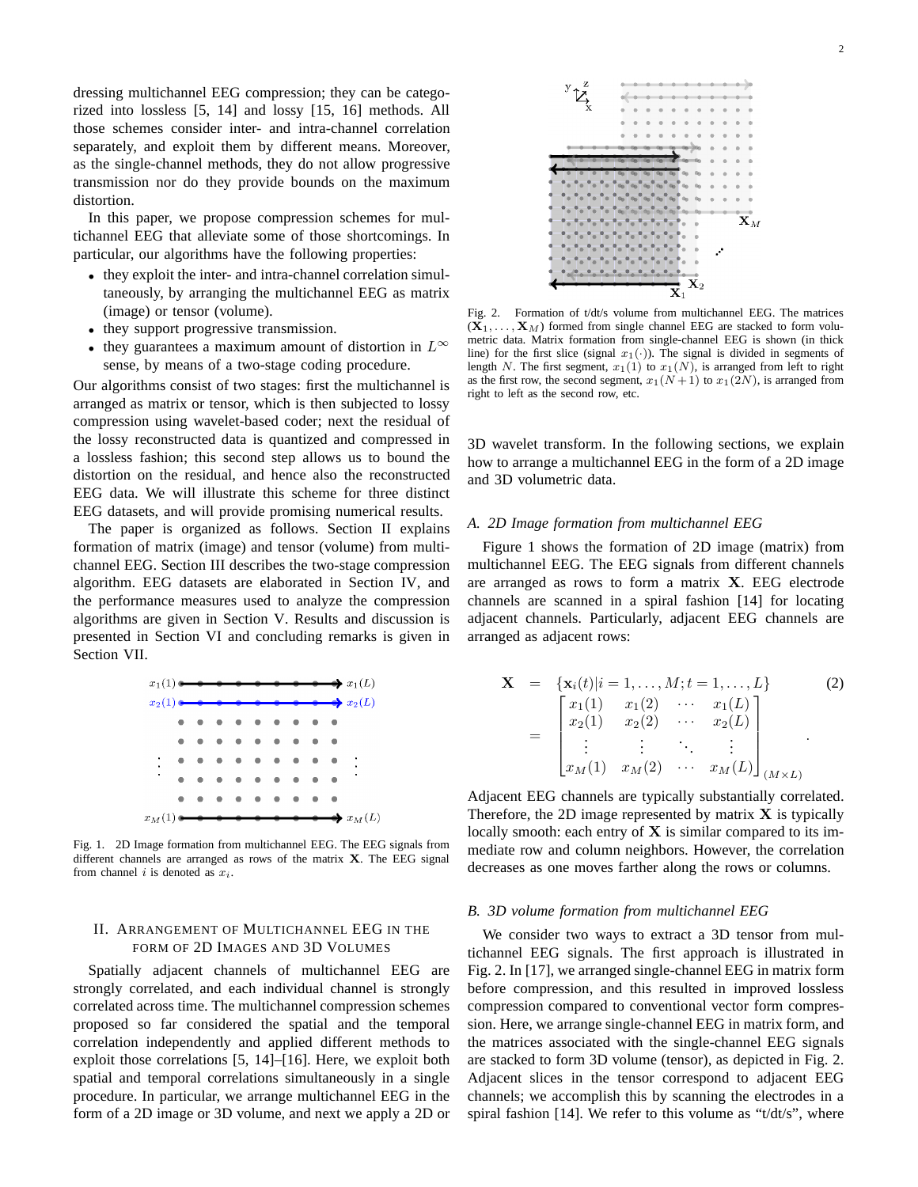dressing multichannel EEG compression; they can be categorized into lossless [5, 14] and lossy [15, 16] methods. All those schemes consider inter- and intra-channel correlation separately, and exploit them by different means. Moreover, as the single-channel methods, they do not allow progressive transmission nor do they provide bounds on the maximum distortion.

In this paper, we propose compression schemes for multichannel EEG that alleviate some of those shortcomings. In particular, our algorithms have the following properties:

- they exploit the inter- and intra-channel correlation simultaneously, by arranging the multichannel EEG as matrix (image) or tensor (volume).
- they support progressive transmission.
- they guarantees a maximum amount of distortion in $L^{\infty}$ sense, by means of a two-stage coding procedure.

Our algorithms consist of two stages: first the multichannel is arranged as matrix or tensor, which is then subjected to lossy compression using wavelet-based coder; next the residual of the lossy reconstructed data is quantized and compressed in a lossless fashion; this second step allows us to bound the distortion on the residual, and hence also the reconstructed EEG data. We will illustrate this scheme for three distinct EEG datasets, and will provide promising numerical results.

The paper is organized as follows. Section II explains formation of matrix (image) and tensor (volume) from multichannel EEG. Section III describes the two-stage compression algorithm. EEG datasets are elaborated in Section IV, and the performance measures used to analyze the compression algorithms are given in Section V. Results and discussion is presented in Section VI and concluding remarks is given in Section VII.

Fig. 1. 2D Image formation from multichannel EEG. The EEG signals from different channels are arranged as rows of the matrix $\mathbf{X}$. The EEG signal from channel $i$ is denoted as $x_i$.

## II. Arrangement of Multichannel EEG in the Form of 2D Images and 3D Volumes

Spatially adjacent channels of multichannel EEG are strongly correlated, and each individual channel is strongly correlated across time. The multichannel compression schemes proposed so far considered the spatial and the temporal correlation independently and applied different methods to exploit those correlations [5, 14]–[16]. Here, we exploit both spatial and temporal correlations simultaneously in a single procedure. In particular, we arrange multichannel EEG in the form of a 2D image or 3D volume, and next we apply a 2D or 3D wavelet transform. In the following sections, we explain how to arrange a multichannel EEG in the form of a 2D image and 3D volumetric data.

Fig. 2. Formation of t/dt/s volume from multichannel EEG. The matrices $(\mathbf{X}_1, \ldots, \mathbf{X}_M)$ formed from single channel EEG are stacked to form volumetric data. Matrix formation from single-channel EEG is shown (in thick line) for the first slice (signal $x_1(\cdot)$). The signal is divided in segments of length $N$. The first segment, $x_1(1)$ to $x_1(N)$, is arranged from left to right as the first row, the second segment, $x_1(N+1)$ to $x_1(2N)$, is arranged from right to left as the second row, etc.

### A. 2D Image formation from multichannel EEG

Figure 1 shows the formation of 2D image (matrix) from multichannel EEG. The EEG signals from different channels are arranged as rows to form a matrix $\mathbf{X}$. EEG electrode channels are scanned in a spiral fashion [14] for locating adjacent channels. Particularly, adjacent EEG channels are arranged as adjacent rows:

$$\mathbf{X} = \{\mathbf{x}_i(t) | i = 1, \ldots, M; t = 1, \ldots, L\} \tag{2}$$

$$= \begin{bmatrix} x_1(1) & x_1(2) & \cdots & x_1(L) \\ x_2(1) & x_2(2) & \cdots & x_2(L) \\ \vdots & \vdots & \ddots & \vdots \\ x_M(1) & x_M(2) & \cdots & x_M(L) \end{bmatrix}_{(M \times L)}.$$

Adjacent EEG channels are typically substantially correlated. Therefore, the 2D image represented by matrix $\mathbf{X}$ is typically locally smooth: each entry of $\mathbf{X}$ is similar compared to its immediate row and column neighbors. However, the correlation decreases as one moves farther along the rows or columns.

### B. 3D volume formation from multichannel EEG

We consider two ways to extract a 3D tensor from multichannel EEG signals. The first approach is illustrated in Fig. 2. In [17], we arranged single-channel EEG in matrix form before compression, and this resulted in improved lossless compression compared to conventional vector form compression. Here, we arrange single-channel EEG in matrix form, and the matrices associated with the single-channel EEG signals are stacked to form 3D volume (tensor), as depicted in Fig. 2. Adjacent slices in the tensor correspond to adjacent EEG channels; we accomplish this by scanning the electrodes in a spiral fashion [14]. We refer to this volume as "t/dt/s", where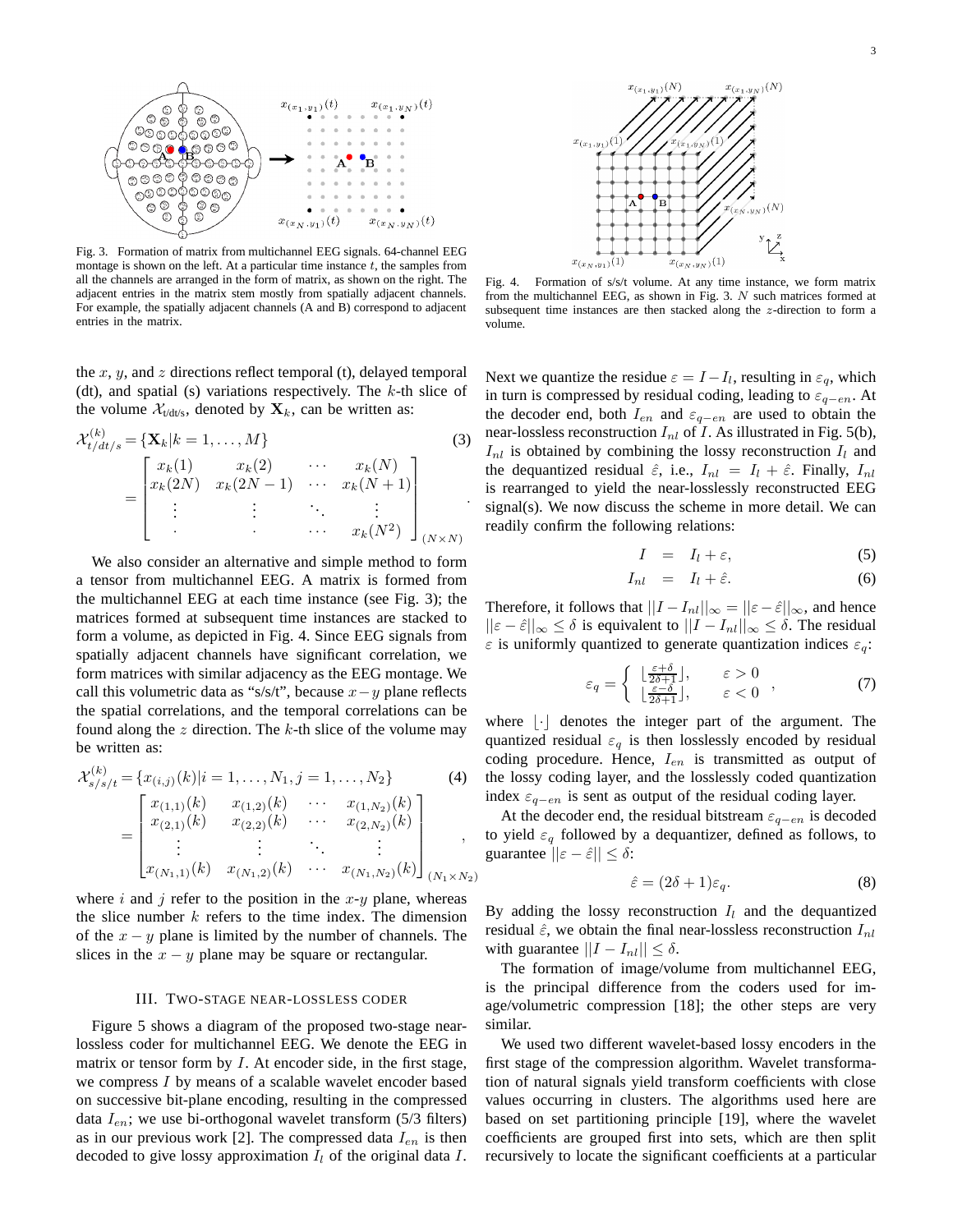Fig. 3. Formation of matrix from multichannel EEG signals. 64-channel EEG montage is shown on the left. At a particular time instance $t$, the samples from all the channels are arranged in the form of matrix, as shown on the right. The adjacent entries in the matrix stem mostly from spatially adjacent channels. For example, the spatially adjacent channels (A and B) correspond to adjacent entries in the matrix.

Fig. 4. Formation of s/s/t volume. At any time instance, we form matrix from the multichannel EEG, as shown in Fig. 3. $N$ such matrices formed at subsequent time instances are then stacked along the $z$-direction to form a volume.

the $x$, $y$, and $z$ directions reflect temporal (t), delayed temporal (dt), and spatial (s) variations respectively. The $k$-th slice of the volume $\mathcal{X}_{\text{t/dt/s}}$, denoted by $\mathbf{X}_k$, can be written as:

$$\mathcal{X}^{(k)}_{t/dt/s} = \{\mathbf{X}_k | k = 1, \ldots, M\} \tag{3}$$

$$= \begin{bmatrix} x_k(1) & x_k(2) & \cdots & x_k(N) \\ x_k(2N) & x_k(2N-1) & \cdots & x_k(N+1) \\ \vdots & \vdots & \ddots & \vdots \\ \cdot & \cdot & \cdots & x_k(N^2) \end{bmatrix}_{(N \times N)}.$$

We also consider an alternative and simple method to form a tensor from multichannel EEG. A matrix is formed from the multichannel EEG at each time instance (see Fig. 3); the matrices formed at subsequent time instances are stacked to form a volume, as depicted in Fig. 4. Since EEG signals from spatially adjacent channels have significant correlation, we form matrices with similar adjacency as the EEG montage. We call this volumetric data as "s/s/t", because $x-y$ plane reflects the spatial correlations, and the temporal correlations can be found along the $z$ direction. The $k$-th slice of the volume may be written as:

$$\mathcal{X}^{(k)}_{s/s/t} = \{x_{(i,j)}(k) | i = 1, \ldots, N_1, j = 1, \ldots, N_2\} \tag{4}$$

$$= \begin{bmatrix} x_{(1,1)}(k) & x_{(1,2)}(k) & \cdots & x_{(1,N_2)}(k) \\ x_{(2,1)}(k) & x_{(2,2)}(k) & \cdots & x_{(2,N_2)}(k) \\ \vdots & \vdots & \ddots & \vdots \\ x_{(N_1,1)}(k) & x_{(N_1,2)}(k) & \cdots & x_{(N_1,N_2)}(k) \end{bmatrix}_{(N_1 \times N_2)},$$

where $i$ and $j$ refer to the position in the $x$-$y$ plane, whereas the slice number $k$ refers to the time index. The dimension of the $x-y$ plane is limited by the number of channels. The slices in the $x-y$ plane may be square or rectangular.

## III. Two-stage near-lossless coder

Figure 5 shows a diagram of the proposed two-stage near-lossless coder for multichannel EEG. We denote the EEG in matrix or tensor form by $I$. At encoder side, in the first stage, we compress $I$ by means of a scalable wavelet encoder based on successive bit-plane encoding, resulting in the compressed data $I_{en}$; we use bi-orthogonal wavelet transform (5/3 filters) as in our previous work [2]. The compressed data $I_{en}$ is then decoded to give lossy approximation $I_l$ of the original data $I$.

Next we quantize the residue $\varepsilon = I - I_l$, resulting in $\varepsilon_q$, which in turn is compressed by residual coding, leading to $\varepsilon_{q-en}$. At the decoder end, both $I_{en}$ and $\varepsilon_{q-en}$ are used to obtain the near-lossless reconstruction $I_{nl}$ of $I$. As illustrated in Fig. 5(b), $I_{nl}$ is obtained by combining the lossy reconstruction $I_l$ and the dequantized residual $\hat{\varepsilon}$, i.e., $I_{nl} = I_l + \hat{\varepsilon}$. Finally, $I_{nl}$ is rearranged to yield the near-losslessly reconstructed EEG signal(s). We now discuss the scheme in more detail. We can readily confirm the following relations:

$$I = I_l + \varepsilon, \tag{5}$$

$$I_{nl} = I_l + \hat{\varepsilon}. \tag{6}$$

Therefore, it follows that $||I - I_{nl}||_\infty = ||\varepsilon - \hat{\varepsilon}||_\infty$, and hence $||\varepsilon - \hat{\varepsilon}||_\infty \leq \delta$ is equivalent to $||I - I_{nl}||_\infty \leq \delta$. The residual $\varepsilon$ is uniformly quantized to generate quantization indices $\varepsilon_q$:

$$\varepsilon_q = \begin{cases} \lfloor \frac{\varepsilon + \delta}{2\delta + 1} \rfloor, & \varepsilon > 0 \\ \lfloor \frac{\varepsilon - \delta}{2\delta + 1} \rfloor, & \varepsilon < 0 \end{cases}, \tag{7}$$

where $\lfloor \cdot \rfloor$ denotes the integer part of the argument. The quantized residual $\varepsilon_q$ is then losslessly encoded by residual coding procedure. Hence, $I_{en}$ is transmitted as output of the lossy coding layer, and the losslessly coded quantization index $\varepsilon_{q-en}$ is sent as output of the residual coding layer.

At the decoder end, the residual bitstream $\varepsilon_{q-en}$ is decoded to yield $\varepsilon_q$ followed by a dequantizer, defined as follows, to guarantee $||\varepsilon - \hat{\varepsilon}|| \leq \delta$:

$$\hat{\varepsilon} = (2\delta + 1)\varepsilon_q. \tag{8}$$

By adding the lossy reconstruction $I_l$ and the dequantized residual $\hat{\varepsilon}$, we obtain the final near-lossless reconstruction $I_{nl}$ with guarantee $||I - I_{nl}|| \leq \delta$.

The formation of image/volume from multichannel EEG, is the principal difference from the coders used for image/volumetric compression [18]; the other steps are very similar.

We used two different wavelet-based lossy encoders in the first stage of the compression algorithm. Wavelet transformation of natural signals yield transform coefficients with close values occurring in clusters. The algorithms used here are based on set partitioning principle [19], where the wavelet coefficients are grouped first into sets, which are then split recursively to locate the significant coefficients at a particular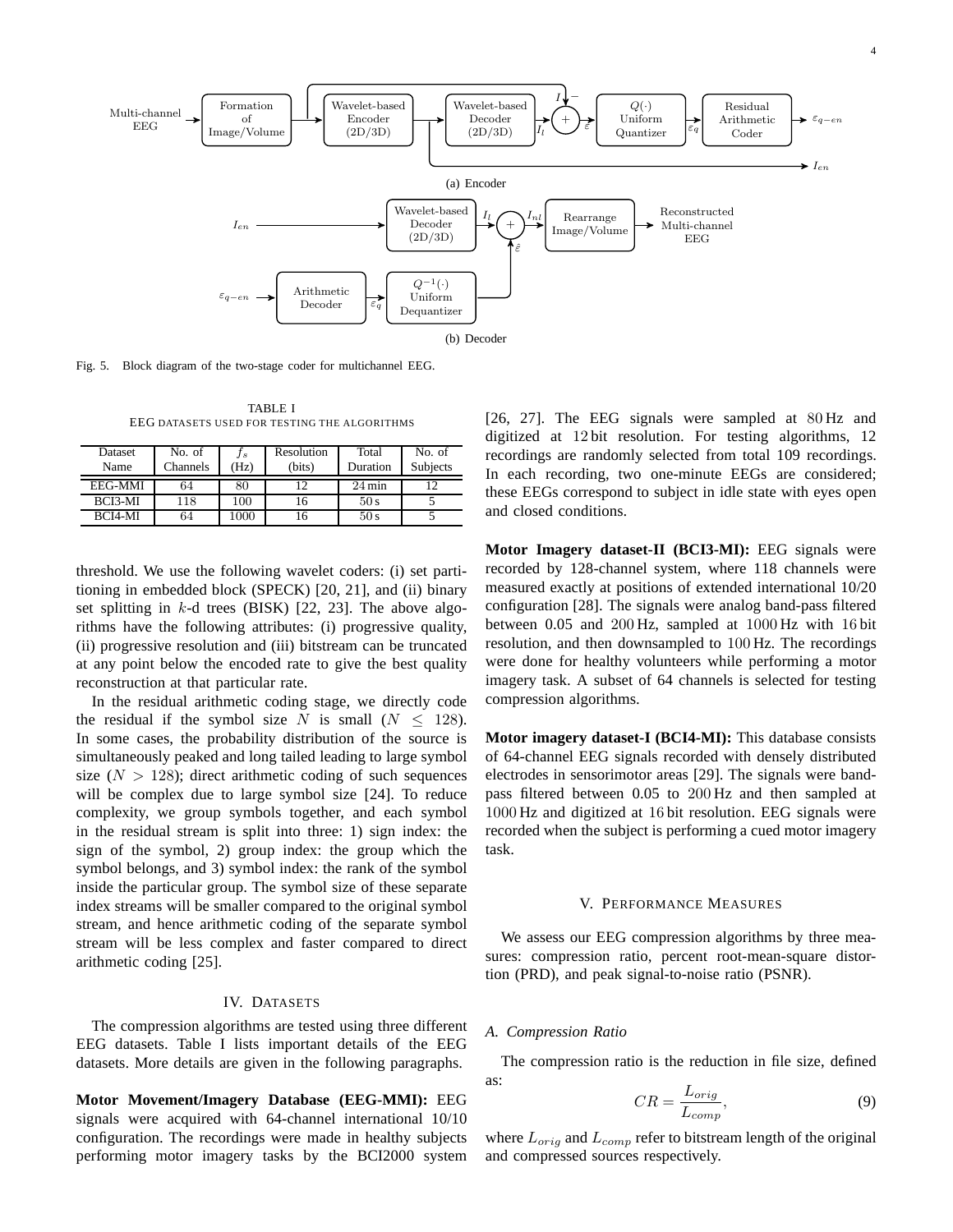(a) Encoder

(b) Decoder

Fig. 5. Block diagram of the two-stage coder for multichannel EEG.

TABLE I
EEG DATASETS USED FOR TESTING THE ALGORITHMS

| Dataset Name | No. of Channels | $f_s$ (Hz) | Resolution (bits) | Total Duration | No. of Subjects |
|---|---|---|---|---|---|
| EEG-MMI | 64 | 80 | 12 | 24 min | 12 |
| BCI3-MI | 118 | 100 | 16 | 50 s | 5 |
| BCI4-MI | 64 | 1000 | 16 | 50 s | 5 |

threshold. We use the following wavelet coders: (i) set partitioning in embedded block (SPECK) [20, 21], and (ii) binary set splitting in $k$-d trees (BISK) [22, 23]. The above algorithms have the following attributes: (i) progressive quality, (ii) progressive resolution and (iii) bitstream can be truncated at any point below the encoded rate to give the best quality reconstruction at that particular rate.

In the residual arithmetic coding stage, we directly code the residual if the symbol size $N$ is small ($N \leq 128$). In some cases, the probability distribution of the source is simultaneously peaked and long tailed leading to large symbol size ($N > 128$); direct arithmetic coding of such sequences will be complex due to large symbol size [24]. To reduce complexity, we group symbols together, and each symbol in the residual stream is split into three: 1) sign index: the sign of the symbol, 2) group index: the group which the symbol belongs, and 3) symbol index: the rank of the symbol inside the particular group. The symbol size of these separate index streams will be smaller compared to the original symbol stream, and hence arithmetic coding of the separate symbol stream will be less complex and faster compared to direct arithmetic coding [25].

## IV. DATASETS

The compression algorithms are tested using three different EEG datasets. Table I lists important details of the EEG datasets. More details are given in the following paragraphs.

**Motor Movement/Imagery Database (EEG-MMI):** EEG signals were acquired with 64-channel international 10/10 configuration. The recordings were made in healthy subjects performing motor imagery tasks by the BCI2000 system [26, 27]. The EEG signals were sampled at 80 Hz and digitized at 12 bit resolution. For testing algorithms, 12 recordings are randomly selected from total 109 recordings. In each recording, two one-minute EEGs are considered; these EEGs correspond to subject in idle state with eyes open and closed conditions.

**Motor Imagery dataset-II (BCI3-MI):** EEG signals were recorded by 128-channel system, where 118 channels were measured exactly at positions of extended international 10/20 configuration [28]. The signals were analog band-pass filtered between 0.05 and 200 Hz, sampled at 1000 Hz with 16 bit resolution, and then downsampled to 100 Hz. The recordings were done for healthy volunteers while performing a motor imagery task. A subset of 64 channels is selected for testing compression algorithms.

**Motor imagery dataset-I (BCI4-MI):** This database consists of 64-channel EEG signals recorded with densely distributed electrodes in sensorimotor areas [29]. The signals were band-pass filtered between 0.05 to 200 Hz and then sampled at 1000 Hz and digitized at 16 bit resolution. EEG signals were recorded when the subject is performing a cued motor imagery task.

## V. PERFORMANCE MEASURES

We assess our EEG compression algorithms by three measures: compression ratio, percent root-mean-square distortion (PRD), and peak signal-to-noise ratio (PSNR).

### A. Compression Ratio

The compression ratio is the reduction in file size, defined as:

$$CR = \frac{L_{orig}}{L_{comp}}, \tag{9}$$

where $L_{orig}$ and $L_{comp}$ refer to bitstream length of the original and compressed sources respectively.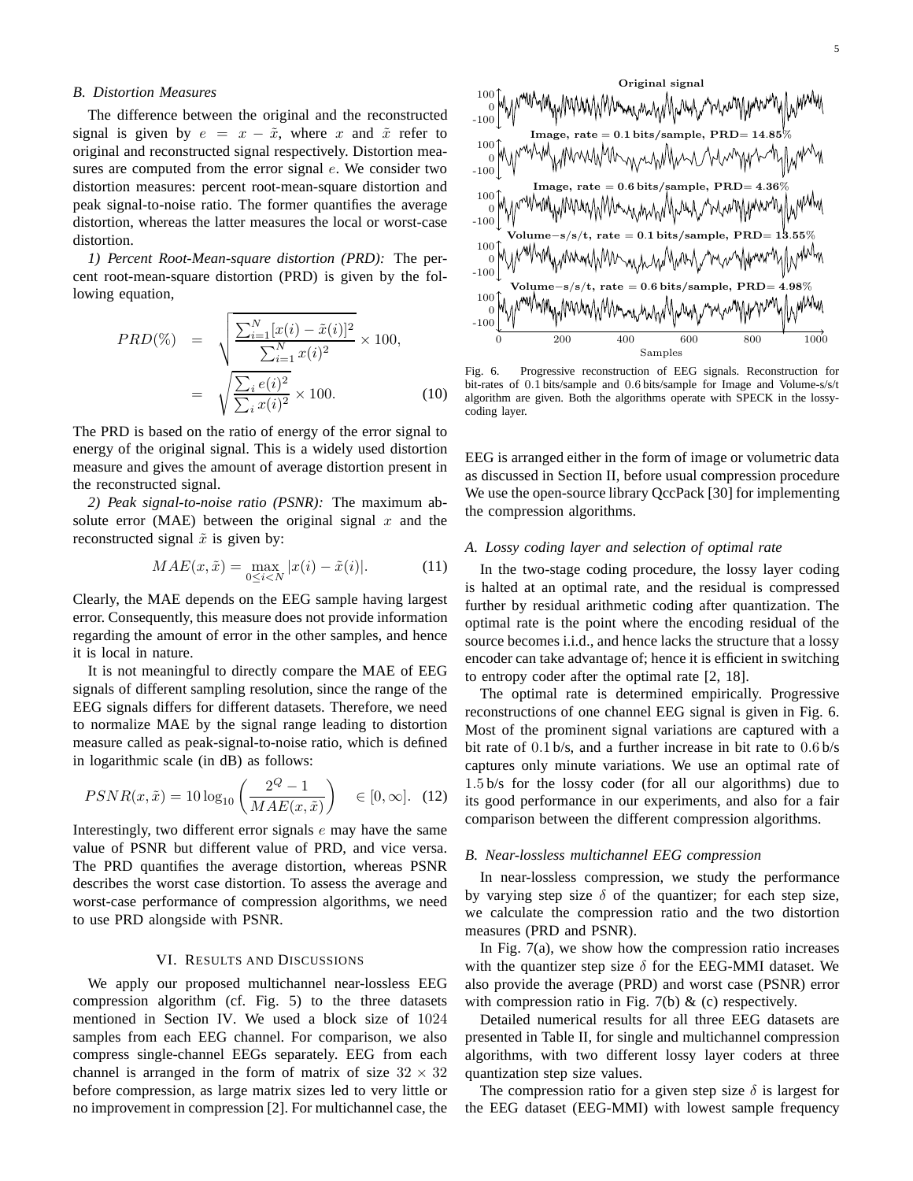### B. Distortion Measures

The difference between the original and the reconstructed signal is given by $e = x - \tilde{x}$, where $x$ and $\tilde{x}$ refer to original and reconstructed signal respectively. Distortion measures are computed from the error signal $e$. We consider two distortion measures: percent root-mean-square distortion and peak signal-to-noise ratio. The former quantifies the average distortion, whereas the latter measures the local or worst-case distortion.

*1) Percent Root-Mean-square distortion (PRD):* The percent root-mean-square distortion (PRD) is given by the following equation,

$$
\begin{aligned}
PRD(\%) &= \sqrt{\frac{\sum_{i=1}^{N}[x(i) - \tilde{x}(i)]^2}{\sum_{i=1}^{N} x(i)^2}} \times 100, \\
&= \sqrt{\frac{\sum_i e(i)^2}{\sum_i x(i)^2}} \times 100. \qquad (10)
\end{aligned}
$$

The PRD is based on the ratio of energy of the error signal to energy of the original signal. This is a widely used distortion measure and gives the amount of average distortion present in the reconstructed signal.

*2) Peak signal-to-noise ratio (PSNR):* The maximum absolute error (MAE) between the original signal $x$ and the reconstructed signal $\tilde{x}$ is given by:

$$MAE(x, \tilde{x}) = \max_{0 \le i < N} |x(i) - \tilde{x}(i)|. \qquad (11)$$

Clearly, the MAE depends on the EEG sample having largest error. Consequently, this measure does not provide information regarding the amount of error in the other samples, and hence it is local in nature.

It is not meaningful to directly compare the MAE of EEG signals of different sampling resolution, since the range of the EEG signals differs for different datasets. Therefore, we need to normalize MAE by the signal range leading to distortion measure called as peak-signal-to-noise ratio, which is defined in logarithmic scale (in dB) as follows:

$$PSNR(x, \tilde{x}) = 10 \log_{10} \left( \frac{2^Q - 1}{MAE(x, \tilde{x})} \right) \quad \in [0, \infty]. \quad (12)$$

Interestingly, two different error signals $e$ may have the same value of PSNR but different value of PRD, and vice versa. The PRD quantifies the average distortion, whereas PSNR describes the worst case distortion. To assess the average and worst-case performance of compression algorithms, we need to use PRD alongside with PSNR.

## VI. Results and Discussions

We apply our proposed multichannel near-lossless EEG compression algorithm (cf. Fig. 5) to the three datasets mentioned in Section IV. We used a block size of $1024$ samples from each EEG channel. For comparison, we also compress single-channel EEGs separately. EEG from each channel is arranged in the form of matrix of size $32 \times 32$ before compression, as large matrix sizes led to very little or no improvement in compression [2]. For multichannel case, the EEG is arranged either in the form of image or volumetric data as discussed in Section II, before usual compression procedure We use the open-source library QccPack [30] for implementing the compression algorithms.

Fig. 6. Progressive reconstruction of EEG signals. Reconstruction for bit-rates of $0.1$ bits/sample and $0.6$ bits/sample for Image and Volume-s/s/t algorithm are given. Both the algorithms operate with SPECK in the lossy-coding layer.

### A. Lossy coding layer and selection of optimal rate

In the two-stage coding procedure, the lossy layer coding is halted at an optimal rate, and the residual is compressed further by residual arithmetic coding after quantization. The optimal rate is the point where the encoding residual of the source becomes i.i.d., and hence lacks the structure that a lossy encoder can take advantage of; hence it is efficient in switching to entropy coder after the optimal rate [2, 18].

The optimal rate is determined empirically. Progressive reconstructions of one channel EEG signal is given in Fig. 6. Most of the prominent signal variations are captured with a bit rate of $0.1$ b/s, and a further increase in bit rate to $0.6$ b/s captures only minute variations. We use an optimal rate of $1.5$ b/s for the lossy coder (for all our algorithms) due to its good performance in our experiments, and also for a fair comparison between the different compression algorithms.

### B. Near-lossless multichannel EEG compression

In near-lossless compression, we study the performance by varying step size $\delta$ of the quantizer; for each step size, we calculate the compression ratio and the two distortion measures (PRD and PSNR).

In Fig. 7(a), we show how the compression ratio increases with the quantizer step size $\delta$ for the EEG-MMI dataset. We also provide the average (PRD) and worst case (PSNR) error with compression ratio in Fig. 7(b) & (c) respectively.

Detailed numerical results for all three EEG datasets are presented in Table II, for single and multichannel compression algorithms, with two different lossy layer coders at three quantization step size values.

The compression ratio for a given step size $\delta$ is largest for the EEG dataset (EEG-MMI) with lowest sample frequency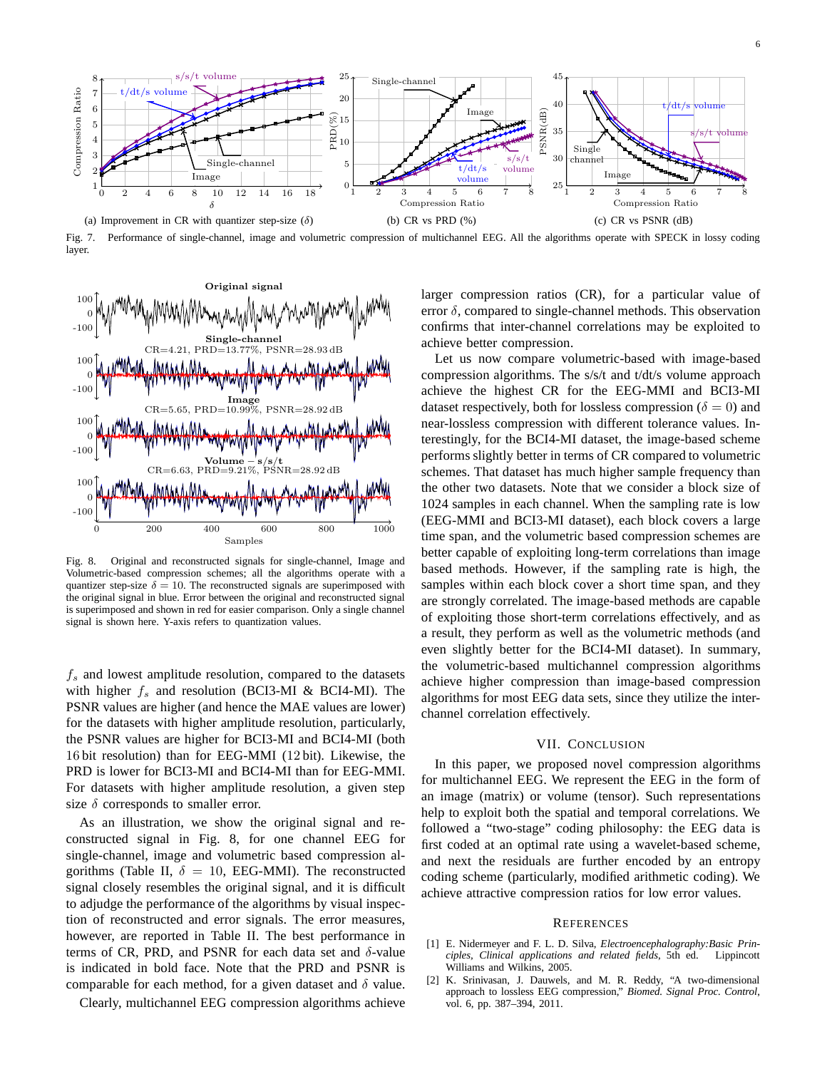Fig. 7. Performance of single-channel, image and volumetric compression of multichannel EEG. All the algorithms operate with SPECK in lossy coding layer.

(a) Improvement in CR with quantizer step-size ($\delta$) (b) CR vs PRD (%) (c) CR vs PSNR (dB)

Fig. 8. Original and reconstructed signals for single-channel, Image and Volumetric-based compression schemes; all the algorithms operate with a quantizer step-size $\delta = 10$. The reconstructed signals are superimposed with the original signal in blue. Error between the original and reconstructed signal is superimposed and shown in red for easier comparison. Only a single channel signal is shown here. Y-axis refers to quantization values.

$f_s$ and lowest amplitude resolution, compared to the datasets with higher $f_s$ and resolution (BCI3-MI & BCI4-MI). The PSNR values are higher (and hence the MAE values are lower) for the datasets with higher amplitude resolution, particularly, the PSNR values are higher for BCI3-MI and BCI4-MI (both 16 bit resolution) than for EEG-MMI (12 bit). Likewise, the PRD is lower for BCI3-MI and BCI4-MI than for EEG-MMI. For datasets with higher amplitude resolution, a given step size $\delta$ corresponds to smaller error.

As an illustration, we show the original signal and reconstructed signal in Fig. 8, for one channel EEG for single-channel, image and volumetric based compression algorithms (Table II, $\delta = 10$, EEG-MMI). The reconstructed signal closely resembles the original signal, and it is difficult to adjudge the performance of the algorithms by visual inspection of reconstructed and error signals. The error measures, however, are reported in Table II. The best performance in terms of CR, PRD, and PSNR for each data set and $\delta$-value is indicated in bold face. Note that the PRD and PSNR is comparable for each method, for a given dataset and $\delta$ value.

Clearly, multichannel EEG compression algorithms achieve larger compression ratios (CR), for a particular value of error $\delta$, compared to single-channel methods. This observation confirms that inter-channel correlations may be exploited to achieve better compression.

Let us now compare volumetric-based with image-based compression algorithms. The s/s/t and t/dt/s volume approach achieve the highest CR for the EEG-MMI and BCI3-MI dataset respectively, both for lossless compression ($\delta = 0$) and near-lossless compression with different tolerance values. Interestingly, for the BCI4-MI dataset, the image-based scheme performs slightly better in terms of CR compared to volumetric schemes. That dataset has much higher sample frequency than the other two datasets. Note that we consider a block size of 1024 samples in each channel. When the sampling rate is low (EEG-MMI and BCI3-MI dataset), each block covers a large time span, and the volumetric based compression schemes are better capable of exploiting long-term correlations than image based methods. However, if the sampling rate is high, the samples within each block cover a short time span, and they are strongly correlated. The image-based methods are capable of exploiting those short-term correlations effectively, and as a result, they perform as well as the volumetric methods (and even slightly better for the BCI4-MI dataset). In summary, the volumetric-based multichannel compression algorithms achieve higher compression than image-based compression algorithms for most EEG data sets, since they utilize the inter-channel correlation effectively.

## VII. Conclusion

In this paper, we proposed novel compression algorithms for multichannel EEG. We represent the EEG in the form of an image (matrix) or volume (tensor). Such representations help to exploit both the spatial and temporal correlations. We followed a "two-stage" coding philosophy: the EEG data is first coded at an optimal rate using a wavelet-based scheme, and next the residuals are further encoded by an entropy coding scheme (particularly, modified arithmetic coding). We achieve attractive compression ratios for low error values.

## References

[1] E. Nidermeyer and F. L. D. Silva, *Electroencephalography:Basic Principles, Clinical applications and related fields*, 5th ed. Lippincott Williams and Wilkins, 2005.

[2] K. Srinivasan, J. Dauwels, and M. R. Reddy, "A two-dimensional approach to lossless EEG compression," *Biomed. Signal Proc. Control*, vol. 6, pp. 387–394, 2011.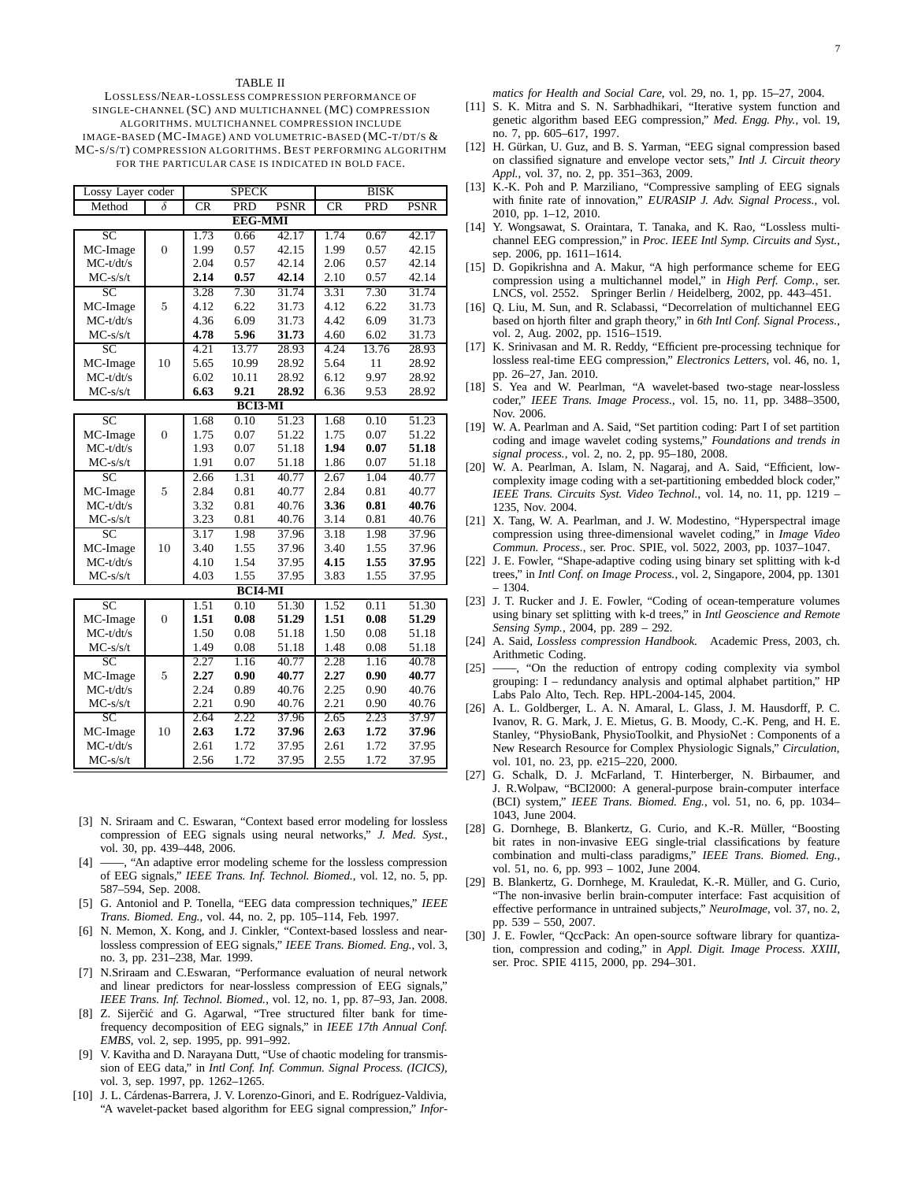TABLE II

LOSSLESS/NEAR-LOSSLESS COMPRESSION PERFORMANCE OF SINGLE-CHANNEL (SC) AND MULTICHANNEL (MC) COMPRESSION ALGORITHMS. MULTICHANNEL COMPRESSION INCLUDE IMAGE-BASED (MC-IMAGE) AND VOLUMETRIC-BASED (MC-T/DT/S & MC-S/S/T) COMPRESSION ALGORITHMS. BEST PERFORMING ALGORITHM FOR THE PARTICULAR CASE IS INDICATED IN BOLD FACE.

| Lossy Layer coder | | SPECK | | | BISK | | |
|---|---|---|---|---|---|---|---|
| Method | $\delta$ | CR | PRD | PSNR | CR | PRD | PSNR |
| **EEG-MMI** | | | | | | | |
| SC | | 1.73 | 0.66 | 42.17 | 1.74 | 0.67 | 42.17 |
| MC-Image | 0 | 1.99 | 0.57 | 42.15 | 1.99 | 0.57 | 42.15 |
| MC-t/dt/s | | 2.04 | 0.57 | 42.14 | 2.06 | 0.57 | 42.14 |
| MC-s/s/t | | **2.14** | **0.57** | **42.14** | 2.10 | 0.57 | 42.14 |
| SC | | 3.28 | 7.30 | 31.74 | 3.31 | 7.30 | 31.74 |
| MC-Image | 5 | 4.12 | 6.22 | 31.73 | 4.12 | 6.22 | 31.73 |
| MC-t/dt/s | | 4.36 | 6.09 | 31.73 | 4.42 | 6.09 | 31.73 |
| MC-s/s/t | | **4.78** | **5.96** | **31.73** | 4.60 | 6.02 | 31.73 |
| SC | | 4.21 | 13.77 | 28.93 | 4.24 | 13.76 | 28.93 |
| MC-Image | 10 | 5.65 | 10.99 | 28.92 | 5.64 | 11 | 28.92 |
| MC-t/dt/s | | 6.02 | 10.11 | 28.92 | 6.12 | 9.97 | 28.92 |
| MC-s/s/t | | **6.63** | **9.21** | **28.92** | 6.36 | 9.53 | 28.92 |
| **BCI3-MI** | | | | | | | |
| SC | | 1.68 | 0.10 | 51.23 | 1.68 | 0.10 | 51.23 |
| MC-Image | 0 | 1.75 | 0.07 | 51.22 | 1.75 | 0.07 | 51.22 |
| MC-t/dt/s | | 1.93 | 0.07 | 51.18 | **1.94** | **0.07** | **51.18** |
| MC-s/s/t | | 1.91 | 0.07 | 51.18 | 1.86 | 0.07 | 51.18 |
| SC | | 2.66 | 1.31 | 40.77 | 2.67 | 1.04 | 40.77 |
| MC-Image | 5 | 2.84 | 0.81 | 40.77 | 2.84 | 0.81 | 40.77 |
| MC-t/dt/s | | 3.32 | 0.81 | 40.76 | **3.36** | **0.81** | **40.76** |
| MC-s/s/t | | 3.23 | 0.81 | 40.76 | 3.14 | 0.81 | 40.76 |
| SC | | 3.17 | 1.98 | 37.96 | 3.18 | 1.98 | 37.96 |
| MC-Image | 10 | 3.40 | 1.55 | 37.96 | 3.40 | 1.55 | 37.96 |
| MC-t/dt/s | | 4.10 | 1.54 | 37.95 | **4.15** | **1.55** | **37.95** |
| MC-s/s/t | | 4.03 | 1.55 | 37.95 | 3.83 | 1.55 | 37.95 |
| **BCI4-MI** | | | | | | | |
| SC | | 1.51 | 0.10 | 51.30 | 1.52 | 0.11 | 51.30 |
| MC-Image | 0 | **1.51** | **0.08** | **51.29** | **1.51** | **0.08** | **51.29** |
| MC-t/dt/s | | 1.50 | 0.08 | 51.18 | 1.50 | 0.08 | 51.18 |
| MC-s/s/t | | 1.49 | 0.08 | 51.18 | 1.48 | 0.08 | 51.18 |
| SC | | 2.27 | 1.16 | 40.77 | 2.28 | 1.16 | 40.78 |
| MC-Image | 5 | **2.27** | **0.90** | **40.77** | **2.27** | **0.90** | **40.77** |
| MC-t/dt/s | | 2.24 | 0.89 | 40.76 | 2.25 | 0.90 | 40.76 |
| MC-s/s/t | | 2.21 | 0.90 | 40.76 | 2.21 | 0.90 | 40.76 |
| SC | | 2.64 | 2.22 | 37.96 | 2.65 | 2.23 | 37.97 |
| MC-Image | 10 | **2.63** | **1.72** | **37.96** | **2.63** | **1.72** | **37.96** |
| MC-t/dt/s | | 2.61 | 1.72 | 37.95 | 2.61 | 1.72 | 37.95 |
| MC-s/s/t | | 2.56 | 1.72 | 37.95 | 2.55 | 1.72 | 37.95 |

[3] N. Sriraam and C. Eswaran, "Context based error modeling for lossless compression of EEG signals using neural networks," *J. Med. Syst.*, vol. 30, pp. 439–448, 2006.

[4] ——, "An adaptive error modeling scheme for the lossless compression of EEG signals," *IEEE Trans. Inf. Technol. Biomed.*, vol. 12, no. 5, pp. 587–594, Sep. 2008.

[5] G. Antoniol and P. Tonella, "EEG data compression techniques," *IEEE Trans. Biomed. Eng.*, vol. 44, no. 2, pp. 105–114, Feb. 1997.

[6] N. Memon, X. Kong, and J. Cinkler, "Context-based lossless and near-lossless compression of EEG signals," *IEEE Trans. Biomed. Eng.*, vol. 3, no. 3, pp. 231–238, Mar. 1999.

[7] N.Sriraam and C.Eswaran, "Performance evaluation of neural network and linear predictors for near-lossless compression of EEG signals," *IEEE Trans. Inf. Technol. Biomed.*, vol. 12, no. 1, pp. 87–93, Jan. 2008.

[8] Z. Sijerčić and G. Agarwal, "Tree structured filter bank for time-frequency decomposition of EEG signals," in *IEEE 17th Annual Conf. EMBS*, vol. 2, sep. 1995, pp. 991–992.

[9] V. Kavitha and D. Narayana Dutt, "Use of chaotic modeling for transmission of EEG data," in *Intl Conf. Inf. Commun. Signal Process. (ICICS)*, vol. 3, sep. 1997, pp. 1262–1265.

[10] J. L. Cárdenas-Barrera, J. V. Lorenzo-Ginori, and E. Rodríguez-Valdivia, "A wavelet-packet based algorithm for EEG signal compression," *Informatics for Health and Social Care*, vol. 29, no. 1, pp. 15–27, 2004.

[11] S. K. Mitra and S. N. Sarbhadhikari, "Iterative system function and genetic algorithm based EEG compression," *Med. Engg. Phy.*, vol. 19, no. 7, pp. 605–617, 1997.

[12] H. Gürkan, U. Guz, and B. S. Yarman, "EEG signal compression based on classified signature and envelope vector sets," *Intl J. Circuit theory Appl.*, vol. 37, no. 2, pp. 351–363, 2009.

[13] K.-K. Poh and P. Marziliano, "Compressive sampling of EEG signals with finite rate of innovation," *EURASIP J. Adv. Signal Process.*, vol. 2010, pp. 1–12, 2010.

[14] Y. Wongsawat, S. Oraintara, T. Tanaka, and K. Rao, "Lossless multi-channel EEG compression," in *Proc. IEEE Intl Symp. Circuits and Syst.*, sep. 2006, pp. 1611–1614.

[15] D. Gopikrishna and A. Makur, "A high performance scheme for EEG compression using a multichannel model," in *High Perf. Comp.*, ser. LNCS, vol. 2552. Springer Berlin / Heidelberg, 2002, pp. 443–451.

[16] Q. Liu, M. Sun, and R. Sclabassi, "Decorrelation of multichannel EEG based on hjorth filter and graph theory," in *6th Intl Conf. Signal Process.*, vol. 2, Aug. 2002, pp. 1516–1519.

[17] K. Srinivasan and M. R. Reddy, "Efficient pre-processing technique for lossless real-time EEG compression," *Electronics Letters*, vol. 46, no. 1, pp. 26–27, Jan. 2010.

[18] S. Yea and W. Pearlman, "A wavelet-based two-stage near-lossless coder," *IEEE Trans. Image Process.*, vol. 15, no. 11, pp. 3488–3500, Nov. 2006.

[19] W. A. Pearlman and A. Said, "Set partition coding: Part I of set partition coding and image wavelet coding systems," *Foundations and trends in signal process.*, vol. 2, no. 2, pp. 95–180, 2008.

[20] W. A. Pearlman, A. Islam, N. Nagaraj, and A. Said, "Efficient, low-complexity image coding with a set-partitioning embedded block coder," *IEEE Trans. Circuits Syst. Video Technol.*, vol. 14, no. 11, pp. 1219 – 1235, Nov. 2004.

[21] X. Tang, W. A. Pearlman, and J. W. Modestino, "Hyperspectral image compression using three-dimensional wavelet coding," in *Image Video Commun. Process.*, ser. Proc. SPIE, vol. 5022, 2003, pp. 1037–1047.

[22] J. E. Fowler, "Shape-adaptive coding using binary set splitting with k-d trees," in *Intl Conf. on Image Process.*, vol. 2, Singapore, 2004, pp. 1301 – 1304.

[23] J. T. Rucker and J. E. Fowler, "Coding of ocean-temperature volumes using binary set splitting with k-d trees," in *Intl Geoscience and Remote Sensing Symp.*, 2004, pp. 289 – 292.

[24] A. Said, *Lossless compression Handbook*. Academic Press, 2003, ch. Arithmetic Coding.

[25] ——, "On the reduction of entropy coding complexity via symbol grouping: I – redundancy analysis and optimal alphabet partition," HP Labs Palo Alto, Tech. Rep. HPL-2004-145, 2004.

[26] A. L. Goldberger, L. A. N. Amaral, L. Glass, J. M. Hausdorff, P. C. Ivanov, R. G. Mark, J. E. Mietus, G. B. Moody, C.-K. Peng, and H. E. Stanley, "PhysioBank, PhysioToolkit, and PhysioNet : Components of a New Research Resource for Complex Physiologic Signals," *Circulation*, vol. 101, no. 23, pp. e215–220, 2000.

[27] G. Schalk, D. J. McFarland, T. Hinterberger, N. Birbaumer, and J. R.Wolpaw, "BCI2000: A general-purpose brain-computer interface (BCI) system," *IEEE Trans. Biomed. Eng.*, vol. 51, no. 6, pp. 1034–1043, June 2004.

[28] G. Dornhege, B. Blankertz, G. Curio, and K.-R. Müller, "Boosting bit rates in non-invasive EEG single-trial classifications by feature combination and multi-class paradigms," *IEEE Trans. Biomed. Eng.*, vol. 51, no. 6, pp. 993 – 1002, June 2004.

[29] B. Blankertz, G. Dornhege, M. Krauledat, K.-R. Müller, and G. Curio, "The non-invasive berlin brain-computer interface: Fast acquisition of effective performance in untrained subjects," *NeuroImage*, vol. 37, no. 2, pp. 539 – 550, 2007.

[30] J. E. Fowler, "QccPack: An open-source software library for quantization, compression and coding," in *Appl. Digit. Image Process. XXIII*, ser. Proc. SPIE 4115, 2000, pp. 294–301.